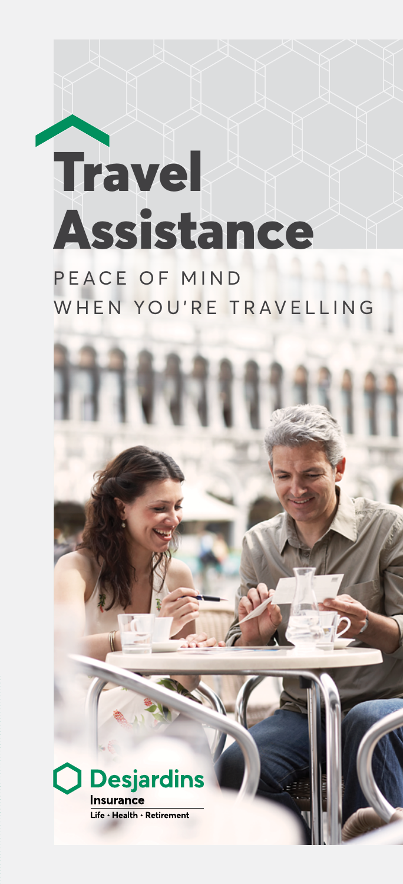# Travel Assistance

PEACE OF MIND
WHEN YOU'RE TRAVELLING

**Desjardins**
**Insurance**
Life • Health • Retirement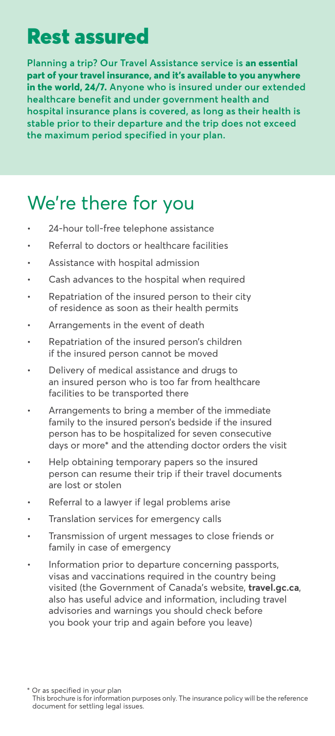# Rest assured

Planning a trip? Our Travel Assistance service is **an essential part of your travel insurance, and it's available to you anywhere in the world, 24/7.** Anyone who is insured under our extended healthcare benefit and under government health and hospital insurance plans is covered, as long as their health is stable prior to their departure and the trip does not exceed the maximum period specified in your plan.

## We're there for you

- 24-hour toll-free telephone assistance
- Referral to doctors or healthcare facilities
- Assistance with hospital admission
- Cash advances to the hospital when required
- Repatriation of the insured person to their city of residence as soon as their health permits
- Arrangements in the event of death
- Repatriation of the insured person's children if the insured person cannot be moved
- Delivery of medical assistance and drugs to an insured person who is too far from healthcare facilities to be transported there
- Arrangements to bring a member of the immediate family to the insured person's bedside if the insured person has to be hospitalized for seven consecutive days or more* and the attending doctor orders the visit
- Help obtaining temporary papers so the insured person can resume their trip if their travel documents are lost or stolen
- Referral to a lawyer if legal problems arise
- Translation services for emergency calls
- Transmission of urgent messages to close friends or family in case of emergency
- Information prior to departure concerning passports, visas and vaccinations required in the country being visited (the Government of Canada's website, **travel.gc.ca**, also has useful advice and information, including travel advisories and warnings you should check before you book your trip and again before you leave)

\* Or as specified in your plan

This brochure is for information purposes only. The insurance policy will be the reference document for settling legal issues.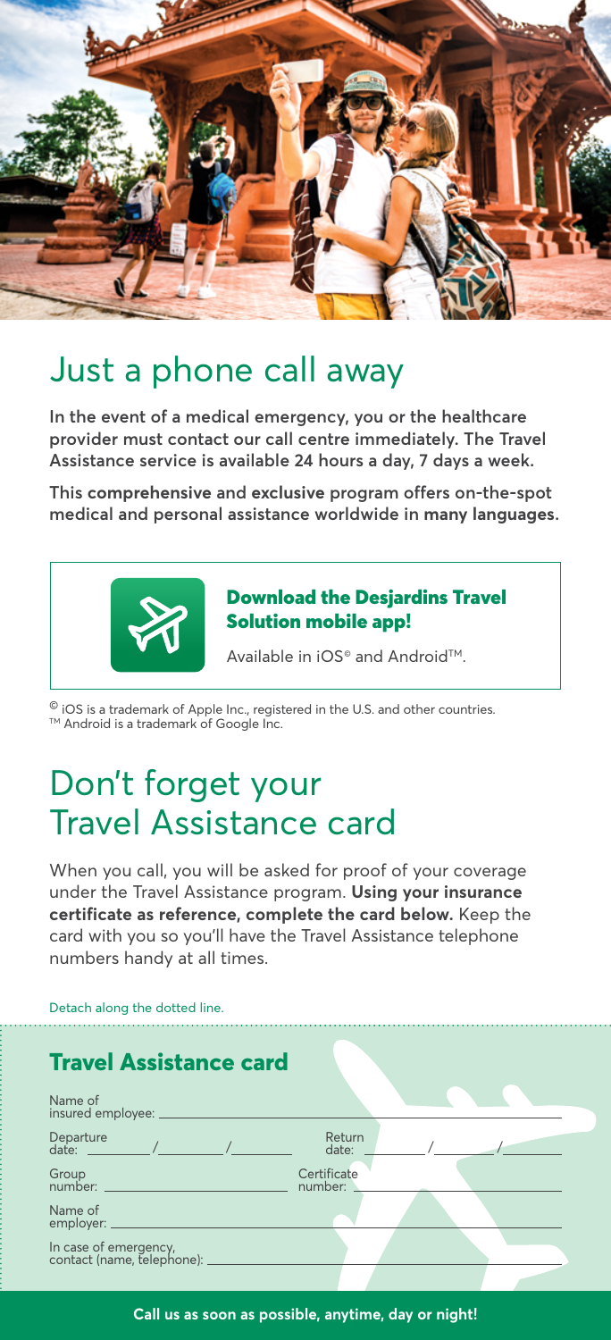# Just a phone call away

**In the event of a medical emergency, you or the healthcare provider must contact our call centre immediately. The Travel Assistance service is available 24 hours a day, 7 days a week.**

**This comprehensive and exclusive program offers on-the-spot medical and personal assistance worldwide in many languages.**

### Download the Desjardins Travel Solution mobile app!

Available in iOS® and Android™.

© iOS is a trademark of Apple Inc., registered in the U.S. and other countries.
™ Android is a trademark of Google Inc.

# Don't forget your Travel Assistance card

When you call, you will be asked for proof of your coverage under the Travel Assistance program. **Using your insurance certificate as reference, complete the card below.** Keep the card with you so you'll have the Travel Assistance telephone numbers handy at all times.

Detach along the dotted line.

## Travel Assistance card

Name of insured employee: ____________________

Departure date: ____/____/____ Return date: ____/____/____

Group number: ____________ Certificate number: ____________

Name of employer: ____________________

In case of emergency, contact (name, telephone): ____________________

**Call us as soon as possible, anytime, day or night!**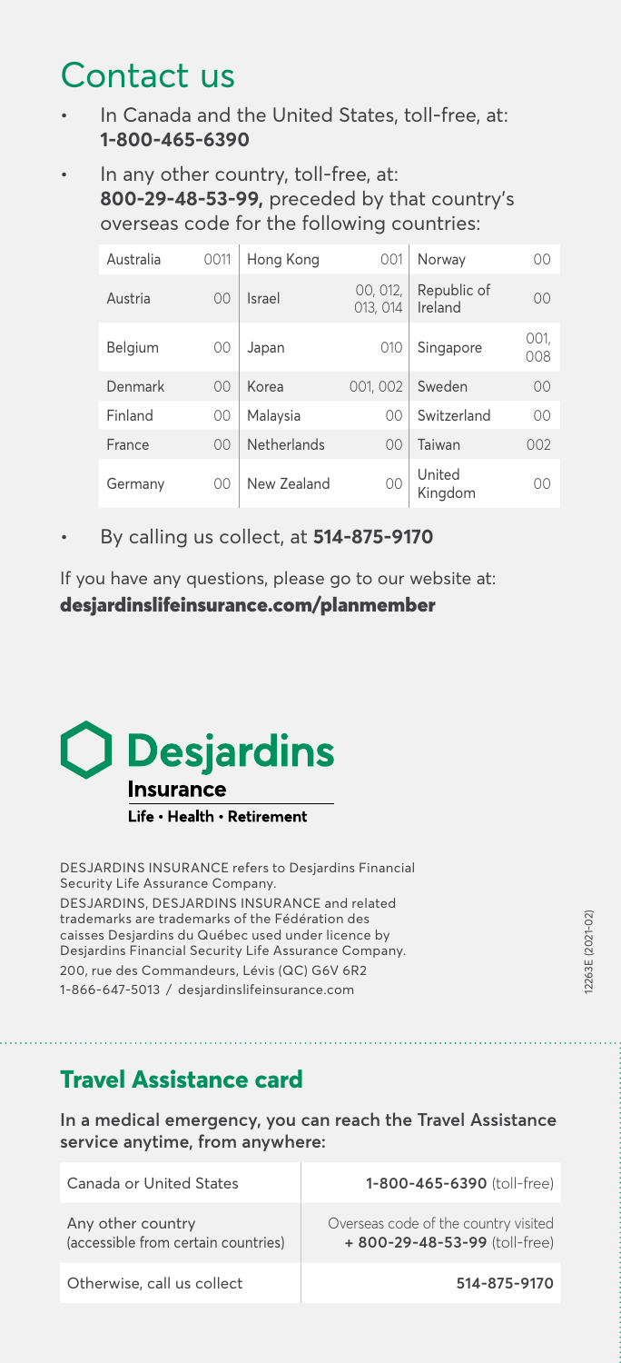# Contact us

- In Canada and the United States, toll-free, at: **1-800-465-6390**
- In any other country, toll-free, at: **800-29-48-53-99,** preceded by that country's overseas code for the following countries:

| | | | | | |
|---|---|---|---|---|---|
| Australia | 0011 | Hong Kong | 001 | Norway | 00 |
| Austria | 00 | Israel | 00, 012, 013, 014 | Republic of Ireland | 00 |
| Belgium | 00 | Japan | 010 | Singapore | 001, 008 |
| Denmark | 00 | Korea | 001, 002 | Sweden | 00 |
| Finland | 00 | Malaysia | 00 | Switzerland | 00 |
| France | 00 | Netherlands | 00 | Taiwan | 002 |
| Germany | 00 | New Zealand | 00 | United Kingdom | 00 |

- By calling us collect, at **514-875-9170**

If you have any questions, please go to our website at:
**desjardinslifeinsurance.com/planmember**

Desjardins
Insurance
Life • Health • Retirement

DESJARDINS INSURANCE refers to Desjardins Financial Security Life Assurance Company.
DESJARDINS, DESJARDINS INSURANCE and related trademarks are trademarks of the Fédération des caisses Desjardins du Québec used under licence by Desjardins Financial Security Life Assurance Company.
200, rue des Commandeurs, Lévis (QC) G6V 6R2
1-866-647-5013 / desjardinslifeinsurance.com

12263E (2021-02)

## Travel Assistance card

**In a medical emergency, you can reach the Travel Assistance service anytime, from anywhere:**

| | |
|---|---|
| Canada or United States | **1-800-465-6390** (toll-free) |
| Any other country (accessible from certain countries) | Overseas code of the country visited **+ 800-29-48-53-99** (toll-free) |
| Otherwise, call us collect | **514-875-9170** |